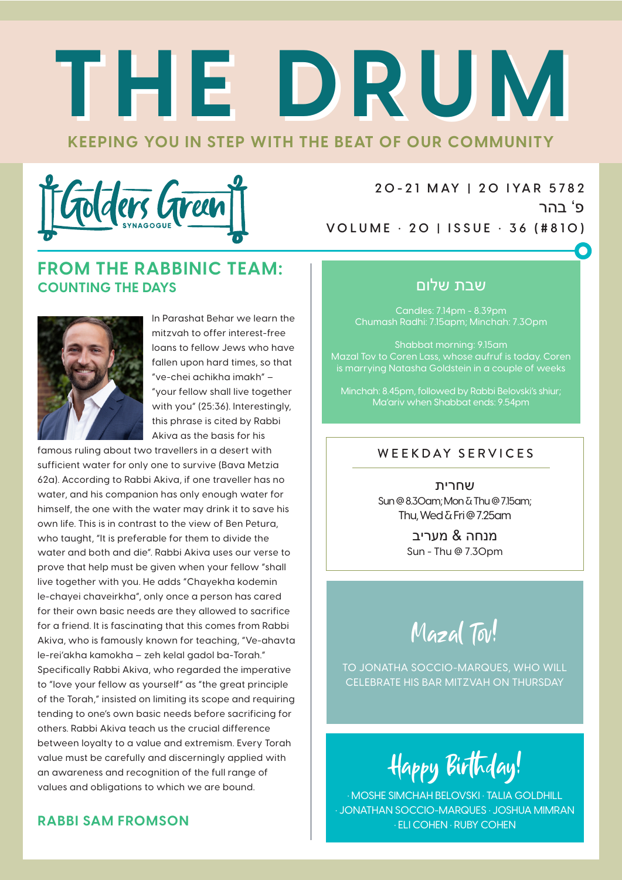# THE DRUM

**KEEPING YOU IN STEP WITH THE BEAT OF OUR COMMUNITY**

Golders Green SYNAGOGUE

20-21 MAY | 20 IYAR 5782

פ' בהר

VOLUME · 20 | ISSUE · 36 (#810)

## FROM THE RABBINIC TEAM:
### COUNTING THE DAYS

In Parashat Behar we learn the mitzvah to offer interest-free loans to fellow Jews who have fallen upon hard times, so that "ve-chei achikha imakh" – "your fellow shall live together with you" (25:36). Interestingly, this phrase is cited by Rabbi Akiva as the basis for his famous ruling about two travellers in a desert with sufficient water for only one to survive (Bava Metzia 62a). According to Rabbi Akiva, if one traveller has no water, and his companion has only enough water for himself, the one with the water may drink it to save his own life. This is in contrast to the view of Ben Petura, who taught, "It is preferable for them to divide the water and both and die". Rabbi Akiva uses our verse to prove that help must be given when your fellow "shall live together with you. He adds "Chayekha kodemin le-chayei chaveirkha", only once a person has cared for their own basic needs are they allowed to sacrifice for a friend. It is fascinating that this comes from Rabbi Akiva, who is famously known for teaching, "Ve-ahavta le-rei'akha kamokha – zeh kelal gadol ba-Torah." Specifically Rabbi Akiva, who regarded the imperative to "love your fellow as yourself" as "the great principle of the Torah," insisted on limiting its scope and requiring tending to one's own basic needs before sacrificing for others. Rabbi Akiva teach us the crucial difference between loyalty to a value and extremism. Every Torah value must be carefully and discerningly applied with an awareness and recognition of the full range of values and obligations to which we are bound.

**RABBI SAM FROMSON**

## שבת שלום

Candles: 7.14pm - 8.39pm
Chumash Radhi: 7.15apm; Minchah: 7.30pm

Shabbat morning: 9.15am
Mazal Tov to Coren Lass, whose aufruf is today. Coren is marrying Natasha Goldstein in a couple of weeks

Minchah: 8.45pm, followed by Rabbi Belovski's shiur; Ma'ariv when Shabbat ends: 9.54pm

## WEEKDAY SERVICES

**שחרית**
Sun @ 8.30am; Mon & Thu @ 7.15am; Thu, Wed & Fri @ 7.25am

**מנחה & מעריב**
Sun - Thu @ 7.30pm

## Mazal Tov!

TO JONATHA SOCCIO-MARQUES, WHO WILL CELEBRATE HIS BAR MITZVAH ON THURSDAY

## Happy Birthday!

· MOSHE SIMCHAH BELOVSKI · TALIA GOLDHILL · JONATHAN SOCCIO-MARQUES · JOSHUA MIMRAN · ELI COHEN · RUBY COHEN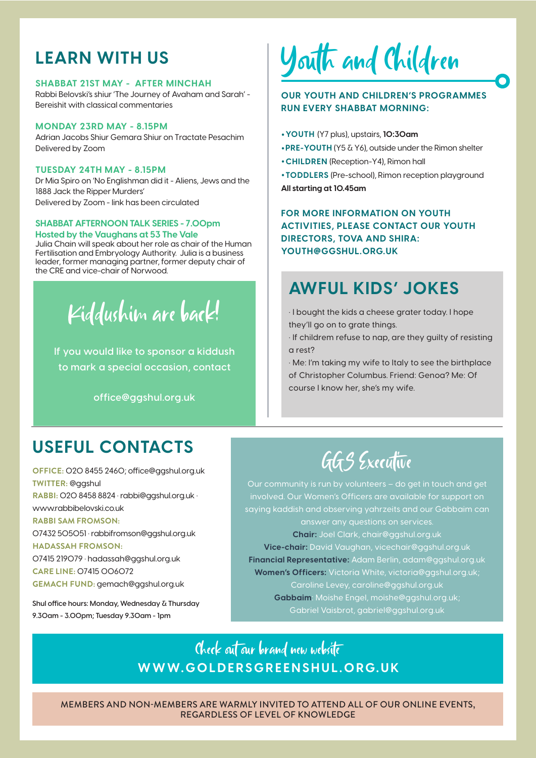## LEARN WITH US

**SHABBAT 21ST MAY - AFTER MINCHAH**
Rabbi Belovski's shiur 'The Journey of Avaham and Sarah' - Bereishit with classical commentaries

**MONDAY 23RD MAY - 8.15PM**
Adrian Jacobs Shiur Gemara Shiur on Tractate Pesachim
Delivered by Zoom

**TUESDAY 24TH MAY - 8.15PM**
Dr Mia Spiro on 'No Englishman did it - Aliens, Jews and the 1888 Jack the Ripper Murders'
Delivered by Zoom - link has been circulated

**SHABBAT AFTERNOON TALK SERIES - 7.00pm**
**Hosted by the Vaughans at 53 The Vale**
Julia Chain will speak about her role as chair of the Human Fertilisation and Embryology Authority. Julia is a business leader, former managing partner, former deputy chair of the CRE and vice-chair of Norwood.

## Kiddushim are back!

If you would like to sponsor a kiddush to mark a special occasion, contact

office@ggshul.org.uk

## Youth and Children

**OUR YOUTH AND CHILDREN'S PROGRAMMES RUN EVERY SHABBAT MORNING:**

- **YOUTH** (Y7 plus), upstairs, **10:30am**
- **PRE-YOUTH** (Y5 & Y6), outside under the Rimon shelter
- **CHILDREN** (Reception-Y4), Rimon hall
- **TODDLERS** (Pre-school), Rimon reception playground

**All starting at 10.45am**

**FOR MORE INFORMATION ON YOUTH ACTIVITIES, PLEASE CONTACT OUR YOUTH DIRECTORS, TOVA AND SHIRA: YOUTH@GGSHUL.ORG.UK**

## AWFUL KIDS' JOKES

· I bought the kids a cheese grater today. I hope they'll go on to grate things.

· If childrem refuse to nap, are they guilty of resisting a rest?

· Me: I'm taking my wife to Italy to see the birthplace of Christopher Columbus. Friend: Genoa? Me: Of course I know her, she's my wife.

## USEFUL CONTACTS

**OFFICE:** 020 8455 2460; office@ggshul.org.uk
**TWITTER:** @ggshul
**RABBI:** 020 8458 8824 · rabbi@ggshul.org.uk · www.rabbibelovski.co.uk
**RABBI SAM FROMSON:**
07432 505051 · rabbifromson@ggshul.org.uk
**HADASSAH FROMSON:**
07415 219079 · hadassah@ggshul.org.uk
**CARE LINE:** 07415 006072
**GEMACH FUND:** gemach@ggshul.org.uk

**Shul office hours: Monday, Wednesday & Thursday 9.30am - 3.00pm; Tuesday 9.30am - 1pm**

## GGS Executive

Our community is run by volunteers – do get in touch and get involved. Our Women's Officers are available for support on saying kaddish and observing yahrzeits and our Gabbaim can answer any questions on services.

**Chair:** Joel Clark, chair@ggshul.org.uk
**Vice-chair:** David Vaughan, vicechair@ggshul.org.uk
**Financial Representative:** Adam Berlin, adam@ggshul.org.uk
**Women's Officers:** Victoria White, victoria@ggshul.org.uk; Caroline Levey, caroline@ggshul.org.uk
**Gabbaim**: Moishe Engel, moishe@ggshul.org.uk; Gabriel Vaisbrot, gabriel@ggshul.org.uk

Check out our brand new website
**WWW.GOLDERSGREENSHUL.ORG.UK**

MEMBERS AND NON-MEMBERS ARE WARMLY INVITED TO ATTEND ALL OF OUR ONLINE EVENTS, REGARDLESS OF LEVEL OF KNOWLEDGE